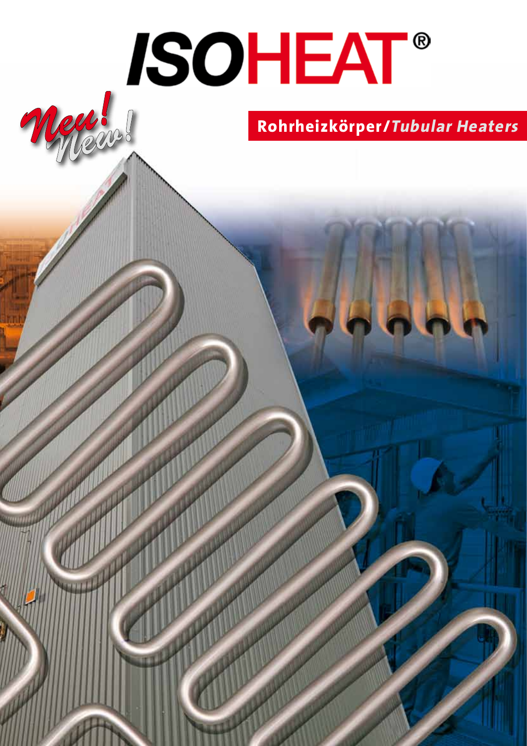# ISOHEAT®

Neu! New!

## Rohrheizkörper/*Tubular Heaters*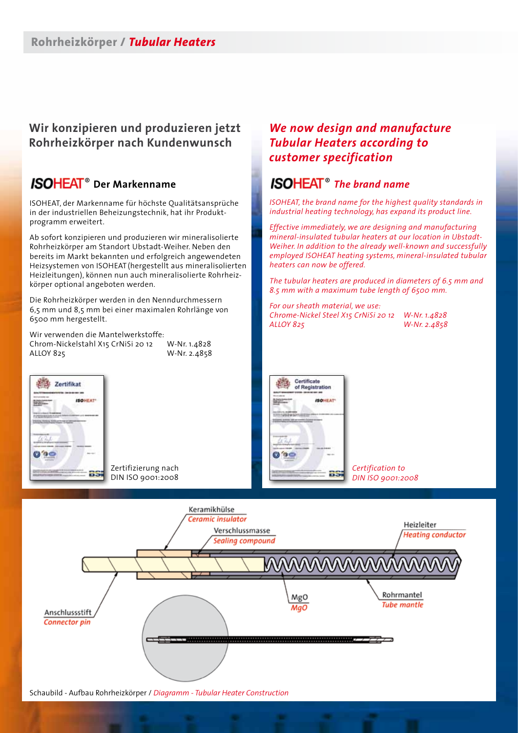# Rohrheizkörper / *Tubular Heaters*

## Wir konzipieren und produzieren jetzt Rohrheizkörper nach Kundenwunsch

### ISOHEAT® Der Markenname

ISOHEAT, der Markenname für höchste Qualitätsansprüche in der industriellen Beheizungstechnik, hat ihr Produktprogramm erweitert.

Ab sofort konzipieren und produzieren wir mineralisolierte Rohrheizkörper am Standort Ubstadt-Weiher. Neben den bereits im Markt bekannten und erfolgreich angewendeten Heizsystemen von ISOHEAT (hergestellt aus mineralisolierten Heizleitungen), können nun auch mineralisolierte Rohrheizkörper optional angeboten werden.

Die Rohrheizkörper werden in den Nenndurchmessern 6,5 mm und 8,5 mm bei einer maximalen Rohrlänge von 6500 mm hergestellt.

Wir verwenden die Mantelwerkstoffe:

| | |
|---|---|
| Chrom-Nickelstahl X15 CrNiSi 20 12 | W-Nr. 1.4828 |
| ALLOY 825 | W-Nr. 2.4858 |

Zertifizierung nach DIN ISO 9001:2008

## *We now design and manufacture Tubular Heaters according to customer specification*

### ISOHEAT® *The brand name*

*ISOHEAT, the brand name for the highest quality standards in industrial heating technology, has expand its product line.*

*Effective immediately, we are designing and manufacturing mineral-insulated tubular heaters at our location in Ubstadt-Weiher. In addition to the already well-known and successfully employed ISOHEAT heating systems, mineral-insulated tubular heaters can now be offered.*

*The tubular heaters are produced in diameters of 6.5 mm and 8.5 mm with a maximum tube length of 6500 mm.*

*For our sheath material, we use:*

| | |
|---|---|
| *Chrome-Nickel Steel X15 CrNiSi 20 12* | *W-Nr. 1.4828* |
| *ALLOY 825* | *W-Nr. 2.4858* |

*Certification to DIN ISO 9001:2008*

Keramikhülse / *Ceramic insulator*
Verschlussmasse / *Sealing compound*
Heizleiter / *Heating conductor*
MgO / *MgO*
Rohrmantel / *Tube mantle*
Anschlussstift / *Connector pin*

Schaubild - Aufbau Rohrheizkörper / *Diagramm - Tubular Heater Construction*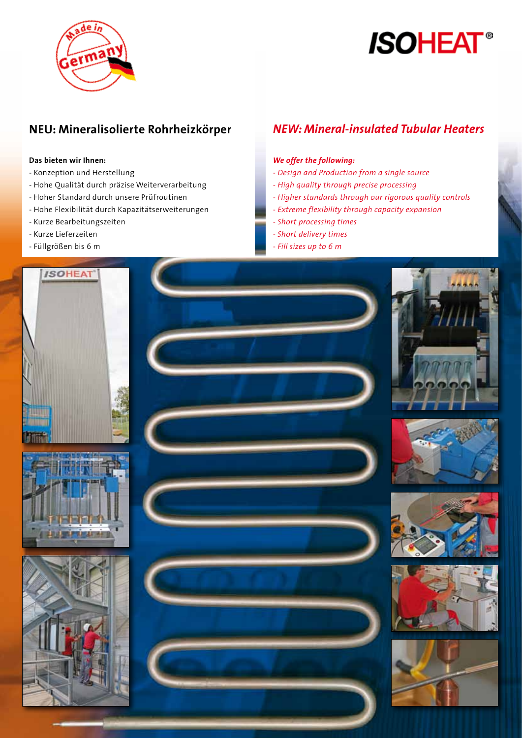## NEU: Mineralisolierte Rohrheizkörper

**Das bieten wir Ihnen:**

- Konzeption und Herstellung
- Hohe Qualität durch präzise Weiterverarbeitung
- Hoher Standard durch unsere Prüfroutinen
- Hohe Flexibilität durch Kapazitätserweiterungen
- Kurze Bearbeitungszeiten
- Kurze Lieferzeiten
- Füllgrößen bis 6 m

## *NEW: Mineral-insulated Tubular Heaters*

***We offer the following:***

- *Design and Production from a single source*
- *High quality through precise processing*
- *Higher standards through our rigorous quality controls*
- *Extreme flexibility through capacity expansion*
- *Short processing times*
- *Short delivery times*
- *Fill sizes up to 6 m*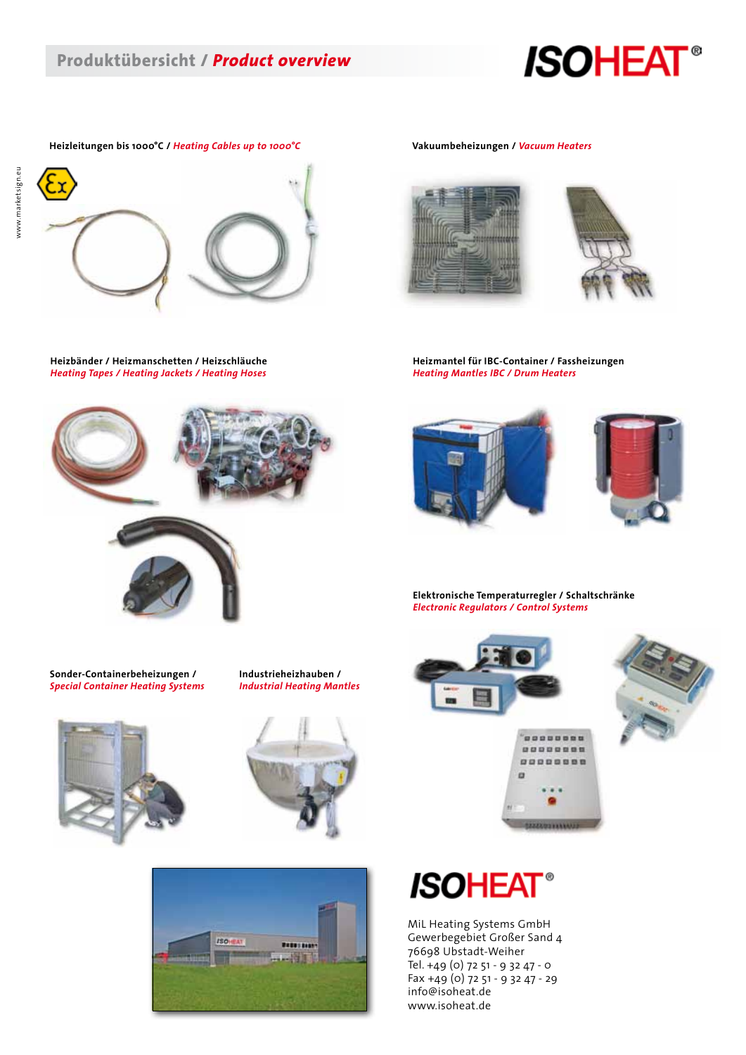## Produktübersicht / *Product overview*

**ISOHEAT®**

**Heizleitungen bis 1000°C** / *Heating Cables up to 1000°C*

**Vakuumbeheizungen** / *Vacuum Heaters*

**Heizbänder / Heizmanschetten / Heizschläuche**
*Heating Tapes / Heating Jackets / Heating Hoses*

**Heizmantel für IBC-Container / Fassheizungen**
*Heating Mantles IBC / Drum Heaters*

**Elektronische Temperaturregler / Schaltschränke**
*Electronic Regulators / Control Systems*

**Sonder-Containerbeheizungen** /
*Special Container Heating Systems*

**Industrieheizhauben** /
*Industrial Heating Mantles*

**ISOHEAT®**

MiL Heating Systems GmbH
Gewerbegebiet Großer Sand 4
76698 Ubstadt-Weiher
Tel. +49 (0) 72 51 - 9 32 47 - 0
Fax +49 (0) 72 51 - 9 32 47 - 29
info@isoheat.de
www.isoheat.de